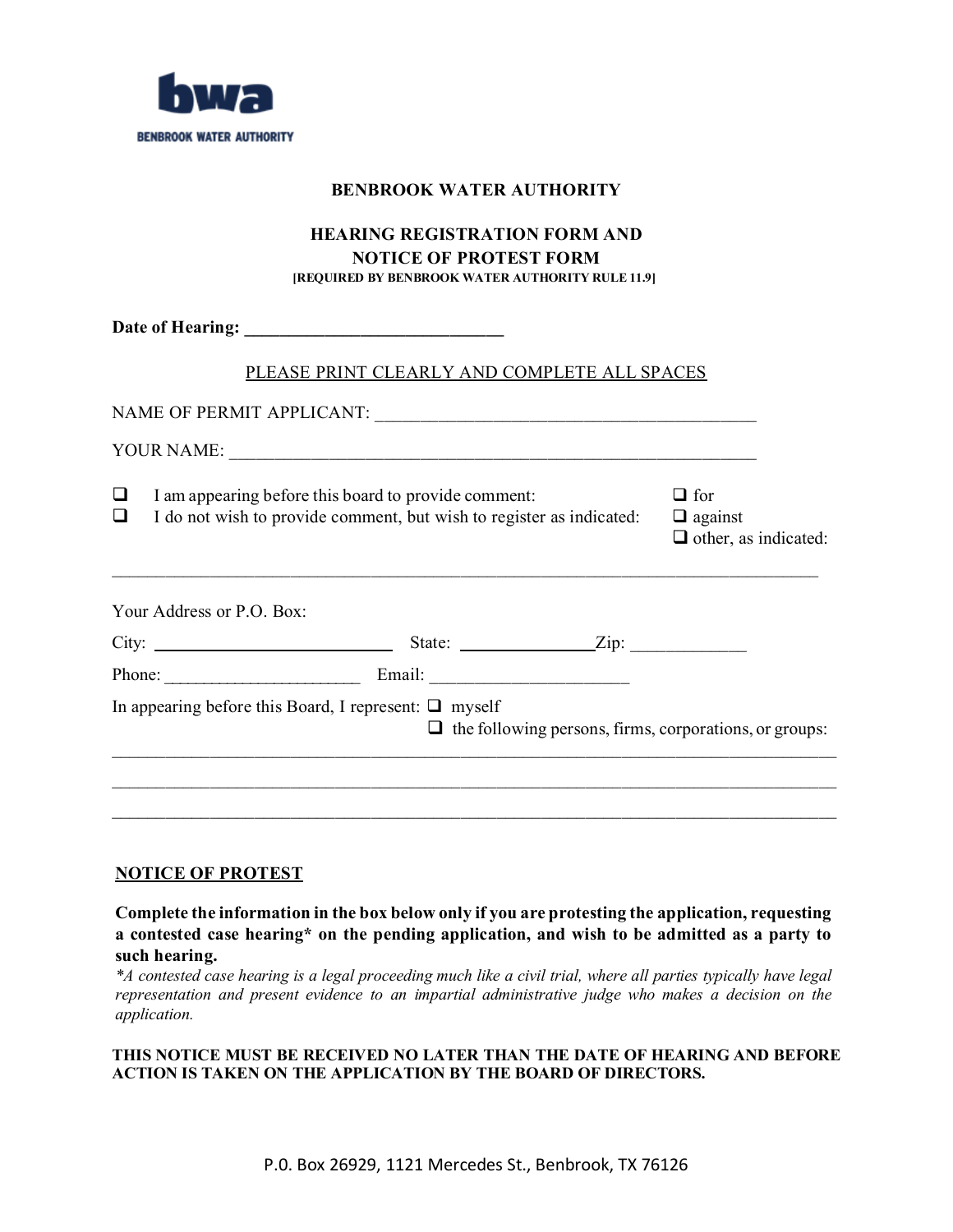bwa
BENBROOK WATER AUTHORITY

# BENBROOK WATER AUTHORITY

## HEARING REGISTRATION FORM AND NOTICE OF PROTEST FORM

**[REQUIRED BY BENBROOK WATER AUTHORITY RULE 11.9]**

**Date of Hearing: ______________________________**

PLEASE PRINT CLEARLY AND COMPLETE ALL SPACES

NAME OF PERMIT APPLICANT: ___________________________________________

YOUR NAME: ___________________________________________________________

- ❑ I am appearing before this board to provide comment:
- ❑ I do not wish to provide comment, but wish to register as indicated:

- ❑ for
- ❑ against
- ❑ other, as indicated:

_______________________________________________________________________________

Your Address or P.O. Box:

City: ___________________________ State: _______________ Zip: _____________

Phone: ______________________ Email: ______________________

In appearing before this Board, I represent: ❑ myself

❑ the following persons, firms, corporations, or groups:

_______________________________________________________________________________

_______________________________________________________________________________

_______________________________________________________________________________

### NOTICE OF PROTEST

**Complete the information in the box below only if you are protesting the application, requesting a contested case hearing\* on the pending application, and wish to be admitted as a party to such hearing.**

*\*A contested case hearing is a legal proceeding much like a civil trial, where all parties typically have legal representation and present evidence to an impartial administrative judge who makes a decision on the application.*

**THIS NOTICE MUST BE RECEIVED NO LATER THAN THE DATE OF HEARING AND BEFORE ACTION IS TAKEN ON THE APPLICATION BY THE BOARD OF DIRECTORS.**

P.O. Box 26929, 1121 Mercedes St., Benbrook, TX 76126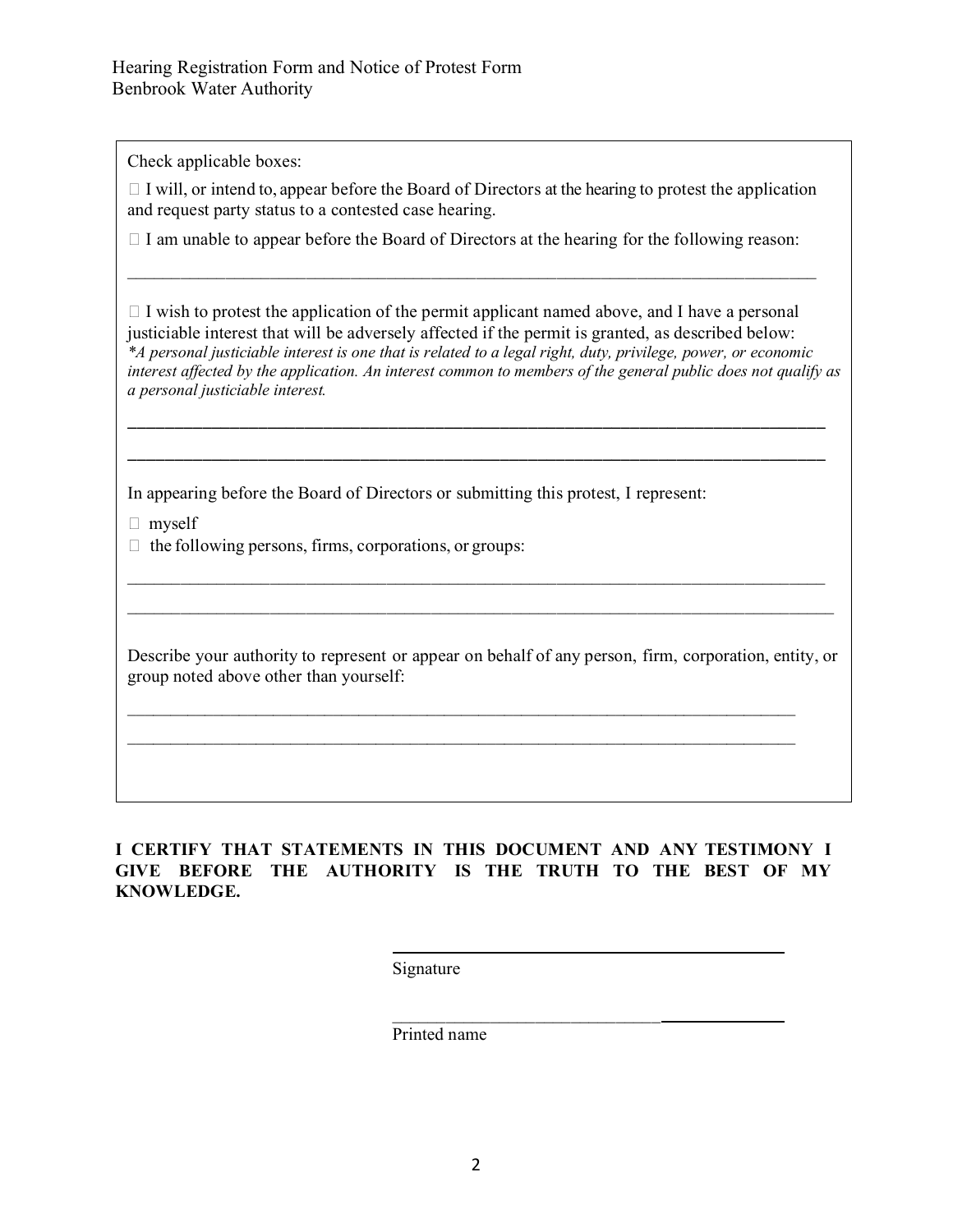Hearing Registration Form and Notice of Protest Form
Benbrook Water Authority

Check applicable boxes:

☐ I will, or intend to, appear before the Board of Directors at the hearing to protest the application and request party status to a contested case hearing.

☐ I am unable to appear before the Board of Directors at the hearing for the following reason:

_______________________________________________________________________________

☐ I wish to protest the application of the permit applicant named above, and I have a personal justiciable interest that will be adversely affected if the permit is granted, as described below:
*\*A personal justiciable interest is one that is related to a legal right, duty, privilege, power, or economic interest affected by the application. An interest common to members of the general public does not qualify as a personal justiciable interest.*

_______________________________________________________________________________

_______________________________________________________________________________

In appearing before the Board of Directors or submitting this protest, I represent:

☐ myself
☐ the following persons, firms, corporations, or groups:

_______________________________________________________________________________

_______________________________________________________________________________

Describe your authority to represent or appear on behalf of any person, firm, corporation, entity, or group noted above other than yourself:

_______________________________________________________________________________

_______________________________________________________________________________

**I CERTIFY THAT STATEMENTS IN THIS DOCUMENT AND ANY TESTIMONY I GIVE BEFORE THE AUTHORITY IS THE TRUTH TO THE BEST OF MY KNOWLEDGE.**

_______________________________
Signature

_______________________________
Printed name